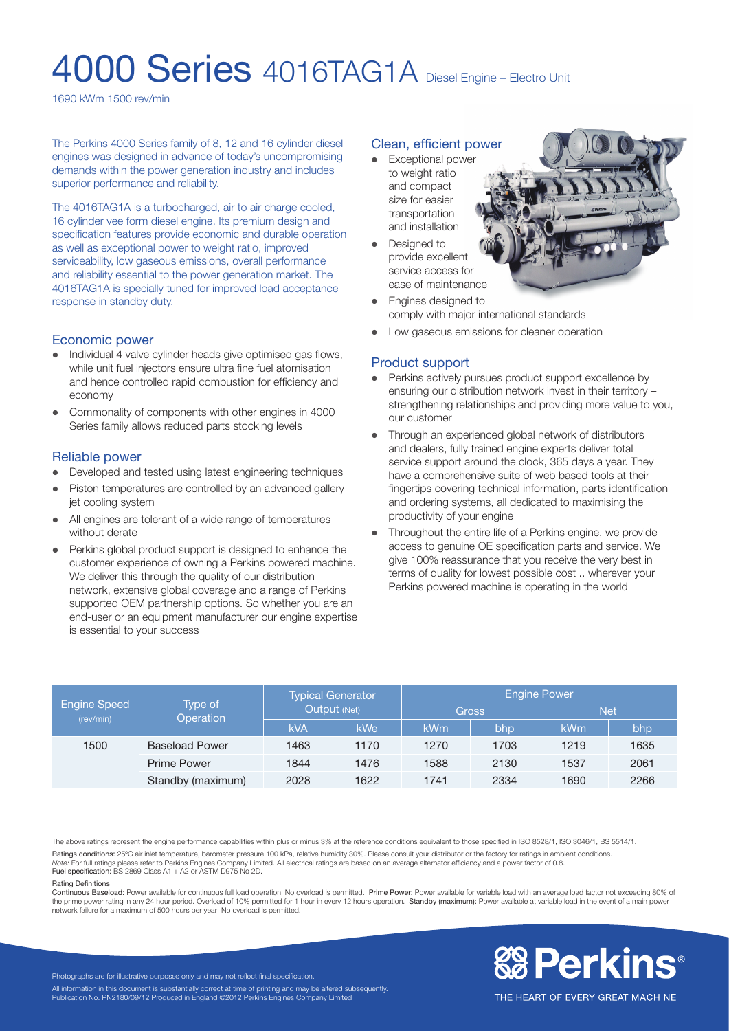# 4000 Series 4016TAG1A Diesel Engine – Electro Unit

1690 kWm 1500 rev/min

The Perkins 4000 Series family of 8, 12 and 16 cylinder diesel engines was designed in advance of today's uncompromising demands within the power generation industry and includes superior performance and reliability.

The 4016TAG1A is a turbocharged, air to air charge cooled, 16 cylinder vee form diesel engine. Its premium design and specification features provide economic and durable operation as well as exceptional power to weight ratio, improved serviceability, low gaseous emissions, overall performance and reliability essential to the power generation market. The 4016TAG1A is specially tuned for improved load acceptance response in standby duty.

## Economic power

- Individual 4 valve cylinder heads give optimised gas flows, while unit fuel injectors ensure ultra fine fuel atomisation and hence controlled rapid combustion for efficiency and economy
- Commonality of components with other engines in 4000 Series family allows reduced parts stocking levels

## Reliable power

- Developed and tested using latest engineering techniques
- Piston temperatures are controlled by an advanced gallery jet cooling system
- All engines are tolerant of a wide range of temperatures without derate
- Perkins global product support is designed to enhance the customer experience of owning a Perkins powered machine. We deliver this through the quality of our distribution network, extensive global coverage and a range of Perkins supported OEM partnership options. So whether you are an end-user or an equipment manufacturer our engine expertise is essential to your success

## Clean, efficient power

- Exceptional power to weight ratio and compact size for easier transportation and installation
- Designed to provide excellent service access for ease of maintenance
- Engines designed to comply with major international standards
- Low gaseous emissions for cleaner operation

## Product support

- Perkins actively pursues product support excellence by ensuring our distribution network invest in their territory – strengthening relationships and providing more value to you, our customer
- Through an experienced global network of distributors and dealers, fully trained engine experts deliver total service support around the clock, 365 days a year. They have a comprehensive suite of web based tools at their fingertips covering technical information, parts identification and ordering systems, all dedicated to maximising the productivity of your engine
- Throughout the entire life of a Perkins engine, we provide access to genuine OE specification parts and service. We give 100% reassurance that you receive the very best in terms of quality for lowest possible cost .. wherever your Perkins powered machine is operating in the world

| Engine Speed (rev/min) | Type of Operation | Typical Generator Output (Net) | | Engine Power | | | |
|---|---|---|---|---|---|---|---|
| | | | | Gross | | Net | |
| | | kVA | kWe | kWm | bhp | kWm | bhp |
| 1500 | Baseload Power | 1463 | 1170 | 1270 | 1703 | 1219 | 1635 |
| | Prime Power | 1844 | 1476 | 1588 | 2130 | 1537 | 2061 |
| | Standby (maximum) | 2028 | 1622 | 1741 | 2334 | 1690 | 2266 |

The above ratings represent the engine performance capabilities within plus or minus 3% at the reference conditions equivalent to those specified in ISO 8528/1, ISO 3046/1, BS 5514/1.

**Ratings conditions:** 25ºC air inlet temperature, barometer pressure 100 kPa, relative humidity 30%. Please consult your distributor or the factory for ratings in ambient conditions.
*Note:* For full ratings please refer to Perkins Engines Company Limited. All electrical ratings are based on an average alternator efficiency and a power factor of 0.8.
**Fuel specification:** BS 2869 Class A1 + A2 or ASTM D975 No 2D.

**Rating Definitions**
**Continuous Baseload:** Power available for continuous full load operation. No overload is permitted. **Prime Power:** Power available for variable load with an average load factor not exceeding 80% of the prime power rating in any 24 hour period. Overload of 10% permitted for 1 hour in every 12 hours operation. **Standby (maximum):** Power available at variable load in the event of a main power network failure for a maximum of 500 hours per year. No overload is permitted.

Photographs are for illustrative purposes only and may not reflect final specification.

All information in this document is substantially correct at time of printing and may be altered subsequently.
Publication No. PN2180/09/12 Produced in England ©2012 Perkins Engines Company Limited

Perkins®

THE HEART OF EVERY GREAT MACHINE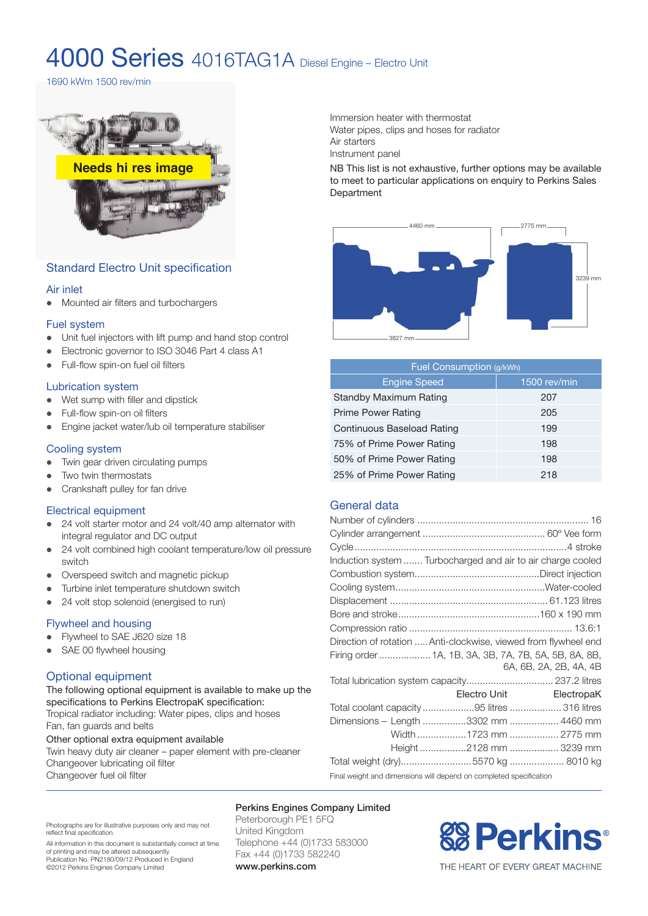# 4000 Series 4016TAG1A Diesel Engine – Electro Unit

1690 kWm 1500 rev/min

Needs hi res image

## Standard Electro Unit specification

### Air inlet

- Mounted air filters and turbochargers

### Fuel system

- Unit fuel injectors with lift pump and hand stop control
- Electronic governor to ISO 3046 Part 4 class A1
- Full-flow spin-on fuel oil filters

### Lubrication system

- Wet sump with filler and dipstick
- Full-flow spin-on oil filters
- Engine jacket water/lub oil temperature stabiliser

### Cooling system

- Twin gear driven circulating pumps
- Two twin thermostats
- Crankshaft pulley for fan drive

### Electrical equipment

- 24 volt starter motor and 24 volt/40 amp alternator with integral regulator and DC output
- 24 volt combined high coolant temperature/low oil pressure switch
- Overspeed switch and magnetic pickup
- Turbine inlet temperature shutdown switch
- 24 volt stop solenoid (energised to run)

### Flywheel and housing

- Flywheel to SAE J620 size 18
- SAE 00 flywheel housing

## Optional equipment

The following optional equipment is available to make up the specifications to Perkins ElectropaK specification:
Tropical radiator including: Water pipes, clips and hoses
Fan, fan guards and belts

Other optional extra equipment available
Twin heavy duty air cleaner – paper element with pre-cleaner
Changeover lubricating oil filter
Changeover fuel oil filter
Immersion heater with thermostat
Water pipes, clips and hoses for radiator
Air starters
Instrument panel

NB This list is not exhaustive, further options may be available to meet to particular applications on enquiry to Perkins Sales Department

4460 mm
2775 mm
3239 mm
3827 mm

| Fuel Consumption (g/kWh) | |
|---|---|
| Engine Speed | 1500 rev/min |
| Standby Maximum Rating | 207 |
| Prime Power Rating | 205 |
| Continuous Baseload Rating | 199 |
| 75% of Prime Power Rating | 198 |
| 50% of Prime Power Rating | 198 |
| 25% of Prime Power Rating | 218 |

## General data

| | | |
|---|---|---|
| Number of cylinders | 16 | |
| Cylinder arrangement | 60º Vee form | |
| Cycle | 4 stroke | |
| Induction system | Turbocharged and air to air charge cooled | |
| Combustion system | Direct injection | |
| Cooling system | Water-cooled | |
| Displacement | 61.123 litres | |
| Bore and stroke | 160 x 190 mm | |
| Compression ratio | 13.6:1 | |
| Direction of rotation | Anti-clockwise, viewed from flywheel end | |
| Firing order | 1A, 1B, 3A, 3B, 7A, 7B, 5A, 5B, 8A, 8B, 6A, 6B, 2A, 2B, 4A, 4B | |
| Total lubrication system capacity | 237.2 litres | |
| | **Electro Unit** | **ElectropaK** |
| Total coolant capacity | 95 litres | 316 litres |
| Dimensions – Length | 3302 mm | 4460 mm |
| Width | 1723 mm | 2775 mm |
| Height | 2128 mm | 3239 mm |
| Total weight (dry) | 5570 kg | 8010 kg |

Final weight and dimensions will depend on completed specification

Photographs are for illustrative purposes only and may not reflect final specification.

All information in this document is substantially correct at time of printing and may be altered subsequently.
Publication No. PN2180/09/12 Produced in England
©2012 Perkins Engines Company Limited

**Perkins Engines Company Limited**
Peterborough PE1 5FQ
United Kingdom
Telephone +44 (0)1733 583000
Fax +44 (0)1733 582240
**www.perkins.com**

Perkins®
THE HEART OF EVERY GREAT MACHINE